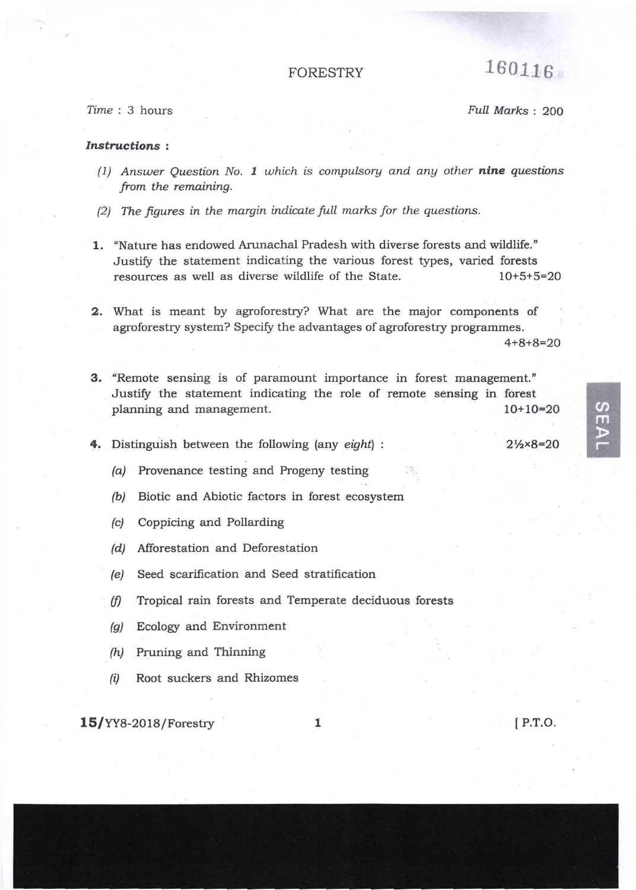# FORESTRY

160116

*Time* : 3 hours *Full Marks* : 200

***Instructions* :**

*(1) Answer Question No.* ***1*** *which is compulsory and any other* ***nine*** *questions from the remaining.*

*(2) The figures in the margin indicate full marks for the questions.*

**1.** "Nature has endowed Arunachal Pradesh with diverse forests and wildlife." Justify the statement indicating the various forest types, varied forests resources as well as diverse wildlife of the State. 10+5+5=20

**2.** What is meant by agroforestry? What are the major components of agroforestry system? Specify the advantages of agroforestry programmes. 4+8+8=20

**3.** "Remote sensing is of paramount importance in forest management." Justify the statement indicating the role of remote sensing in forest planning and management. 10+10=20

**4.** Distinguish between the following (any *eight*) : 2½×8=20

*(a)* Provenance testing and Progeny testing

*(b)* Biotic and Abiotic factors in forest ecosystem

*(c)* Coppicing and Pollarding

*(d)* Afforestation and Deforestation

*(e)* Seed scarification and Seed stratification

*(f)* Tropical rain forests and Temperate deciduous forests

*(g)* Ecology and Environment

*(h)* Pruning and Thinning

*(i)* Root suckers and Rhizomes

**15**/YY8-2018/Forestry [ P.T.O.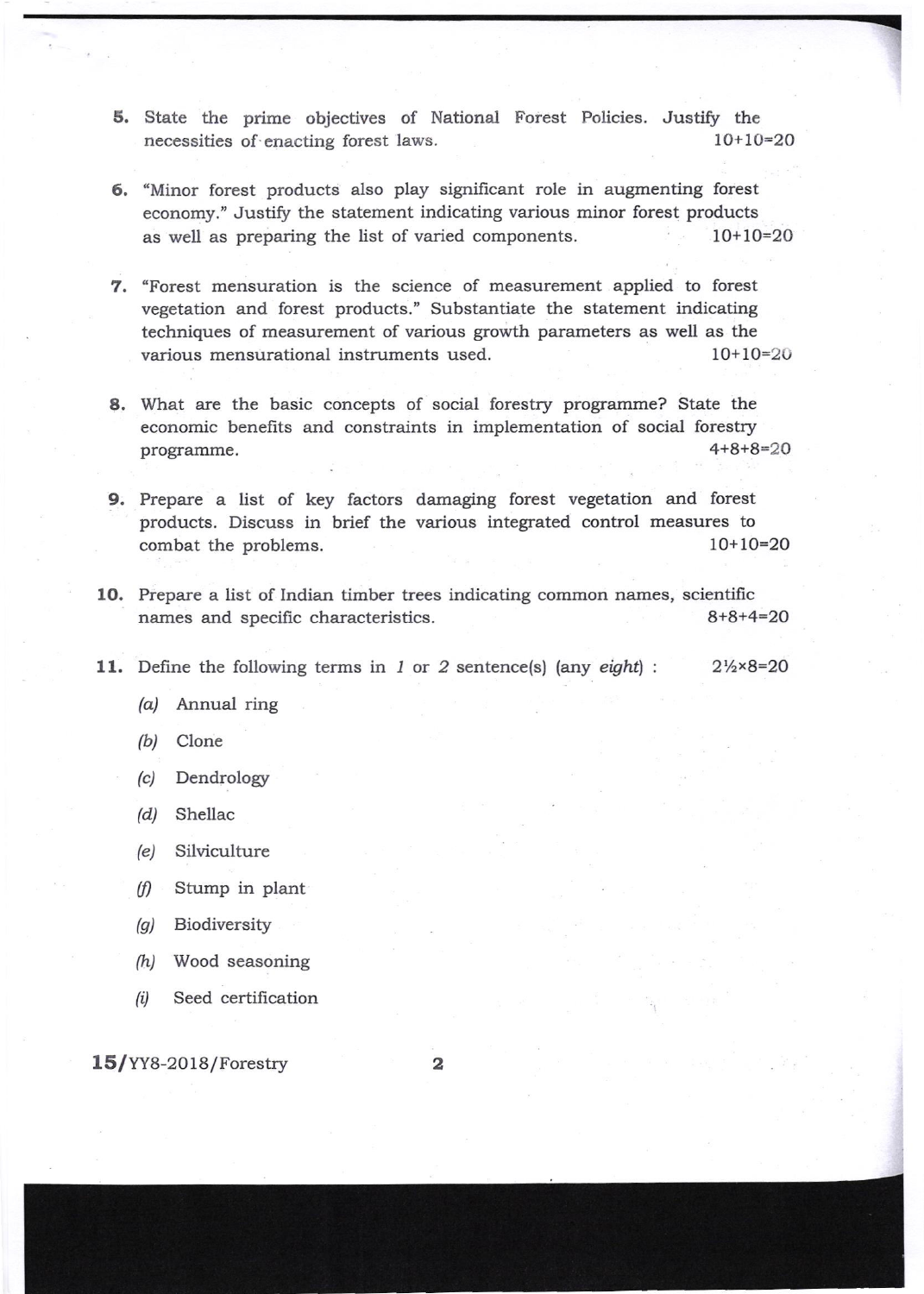5. State the prime objectives of National Forest Policies. Justify the necessities of enacting forest laws. 10+10=20

6. "Minor forest products also play significant role in augmenting forest economy." Justify the statement indicating various minor forest products as well as preparing the list of varied components. 10+10=20

7. "Forest mensuration is the science of measurement applied to forest vegetation and forest products." Substantiate the statement indicating techniques of measurement of various growth parameters as well as the various mensurational instruments used. 10+10=20

8. What are the basic concepts of social forestry programme? State the economic benefits and constraints in implementation of social forestry programme. 4+8+8=20

9. Prepare a list of key factors damaging forest vegetation and forest products. Discuss in brief the various integrated control measures to combat the problems. 10+10=20

10. Prepare a list of Indian timber trees indicating common names, scientific names and specific characteristics. 8+8+4=20

11. Define the following terms in *1* or *2* sentence(s) (any *eight*) : 2½×8=20

    *(a)* Annual ring

    *(b)* Clone

    *(c)* Dendrology

    *(d)* Shellac

    *(e)* Silviculture

    *(f)* Stump in plant

    *(g)* Biodiversity

    *(h)* Wood seasoning

    *(i)* Seed certification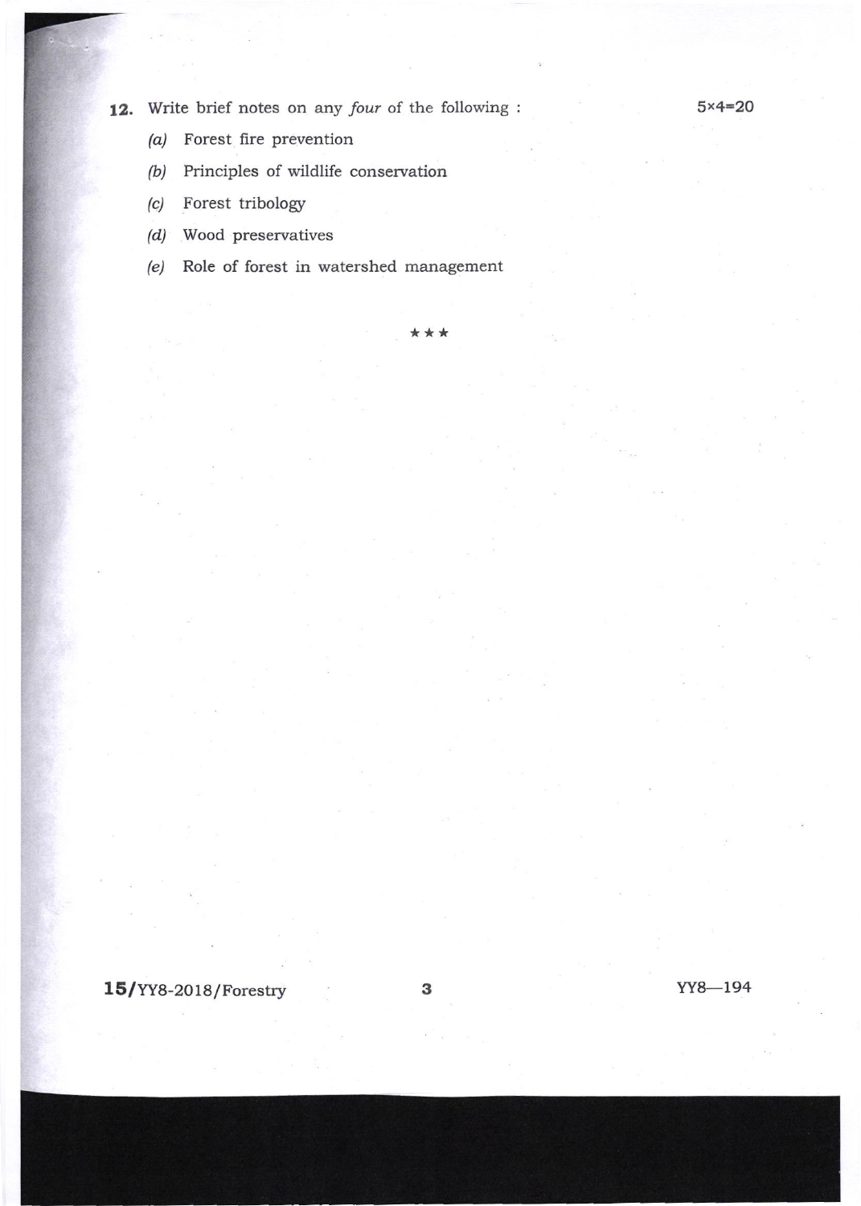12. Write brief notes on any *four* of the following : 5×4=20

   *(a)* Forest fire prevention

   *(b)* Principles of wildlife conservation

   *(c)* Forest tribology

   *(d)* Wood preservatives

   *(e)* Role of forest in watershed management

★★★